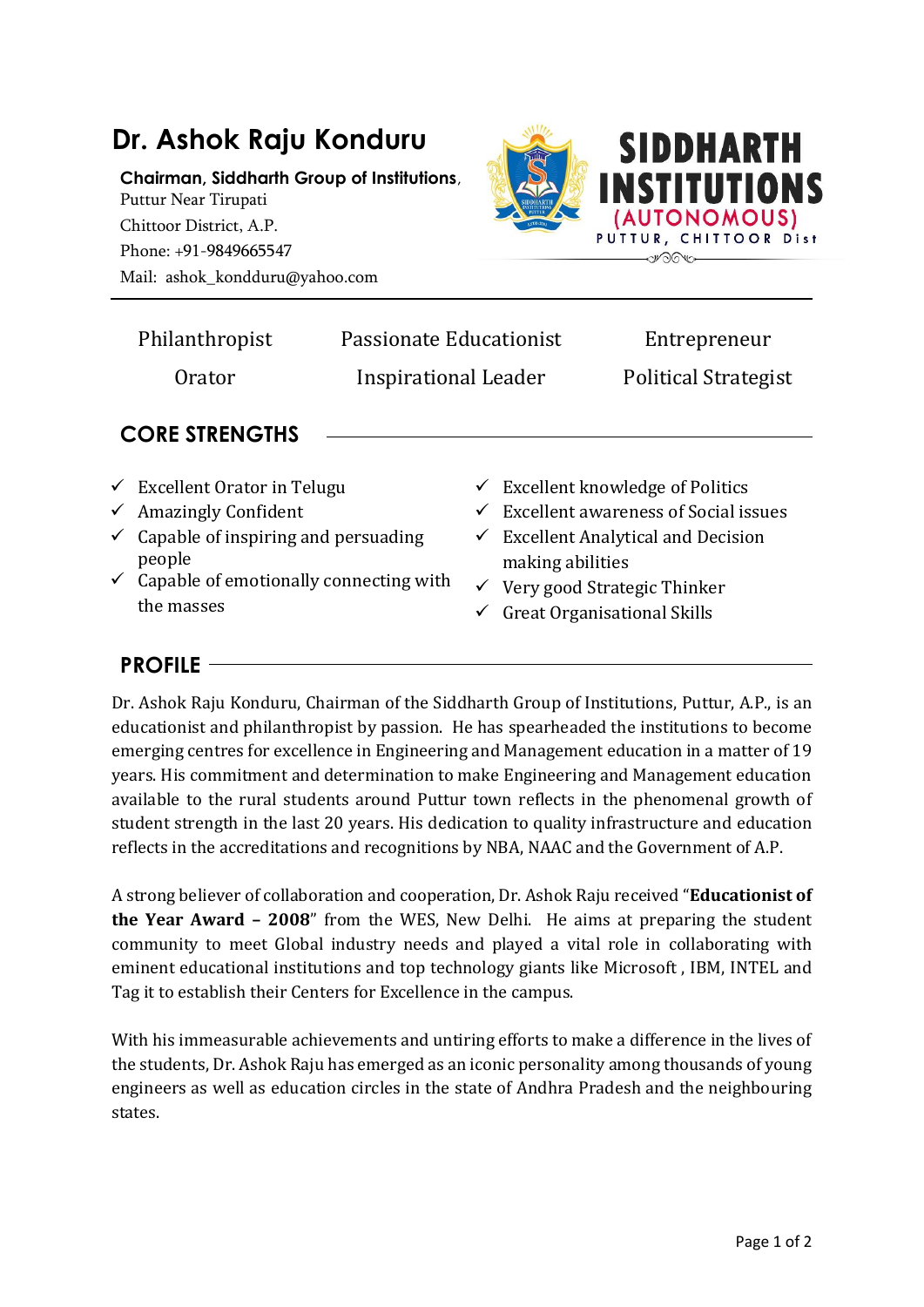# Dr. Ashok Raju Konduru

**Chairman, Siddharth Group of Institutions**,
Puttur Near Tirupati
Chittoor District, A.P.
Phone: +91-9849665547
Mail: ashok_kondduru@yahoo.com

SIDDHARTH INSTITUTIONS (AUTONOMOUS)
PUTTUR, CHITTOOR Dist

---

| Philanthropist | Passionate Educationist | Entrepreneur |
|---|---|---|
| Orator | Inspirational Leader | Political Strategist |

## CORE STRENGTHS

- ✓ Excellent Orator in Telugu
- ✓ Amazingly Confident
- ✓ Capable of inspiring and persuading people
- ✓ Capable of emotionally connecting with the masses
- ✓ Excellent knowledge of Politics
- ✓ Excellent awareness of Social issues
- ✓ Excellent Analytical and Decision making abilities
- ✓ Very good Strategic Thinker
- ✓ Great Organisational Skills

## PROFILE

Dr. Ashok Raju Konduru, Chairman of the Siddharth Group of Institutions, Puttur, A.P., is an educationist and philanthropist by passion. He has spearheaded the institutions to become emerging centres for excellence in Engineering and Management education in a matter of 19 years. His commitment and determination to make Engineering and Management education available to the rural students around Puttur town reflects in the phenomenal growth of student strength in the last 20 years. His dedication to quality infrastructure and education reflects in the accreditations and recognitions by NBA, NAAC and the Government of A.P.

A strong believer of collaboration and cooperation, Dr. Ashok Raju received "**Educationist of the Year Award – 2008**" from the WES, New Delhi. He aims at preparing the student community to meet Global industry needs and played a vital role in collaborating with eminent educational institutions and top technology giants like Microsoft , IBM, INTEL and Tag it to establish their Centers for Excellence in the campus.

With his immeasurable achievements and untiring efforts to make a difference in the lives of the students, Dr. Ashok Raju has emerged as an iconic personality among thousands of young engineers as well as education circles in the state of Andhra Pradesh and the neighbouring states.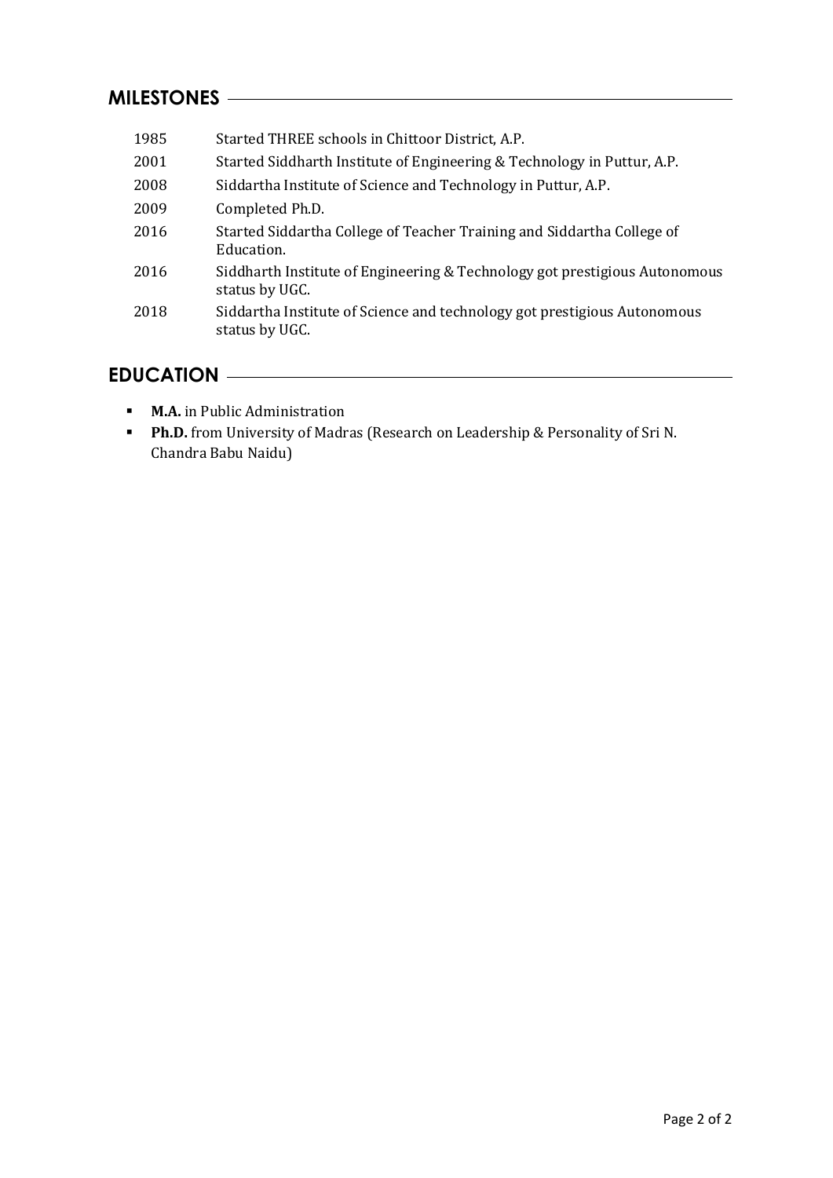## MILESTONES

| | |
|---|---|
| 1985 | Started THREE schools in Chittoor District, A.P. |
| 2001 | Started Siddharth Institute of Engineering & Technology in Puttur, A.P. |
| 2008 | Siddartha Institute of Science and Technology in Puttur, A.P. |
| 2009 | Completed Ph.D. |
| 2016 | Started Siddartha College of Teacher Training and Siddartha College of Education. |
| 2016 | Siddharth Institute of Engineering & Technology got prestigious Autonomous status by UGC. |
| 2018 | Siddartha Institute of Science and technology got prestigious Autonomous status by UGC. |

## EDUCATION

- **M.A.** in Public Administration
- **Ph.D.** from University of Madras (Research on Leadership & Personality of Sri N. Chandra Babu Naidu)